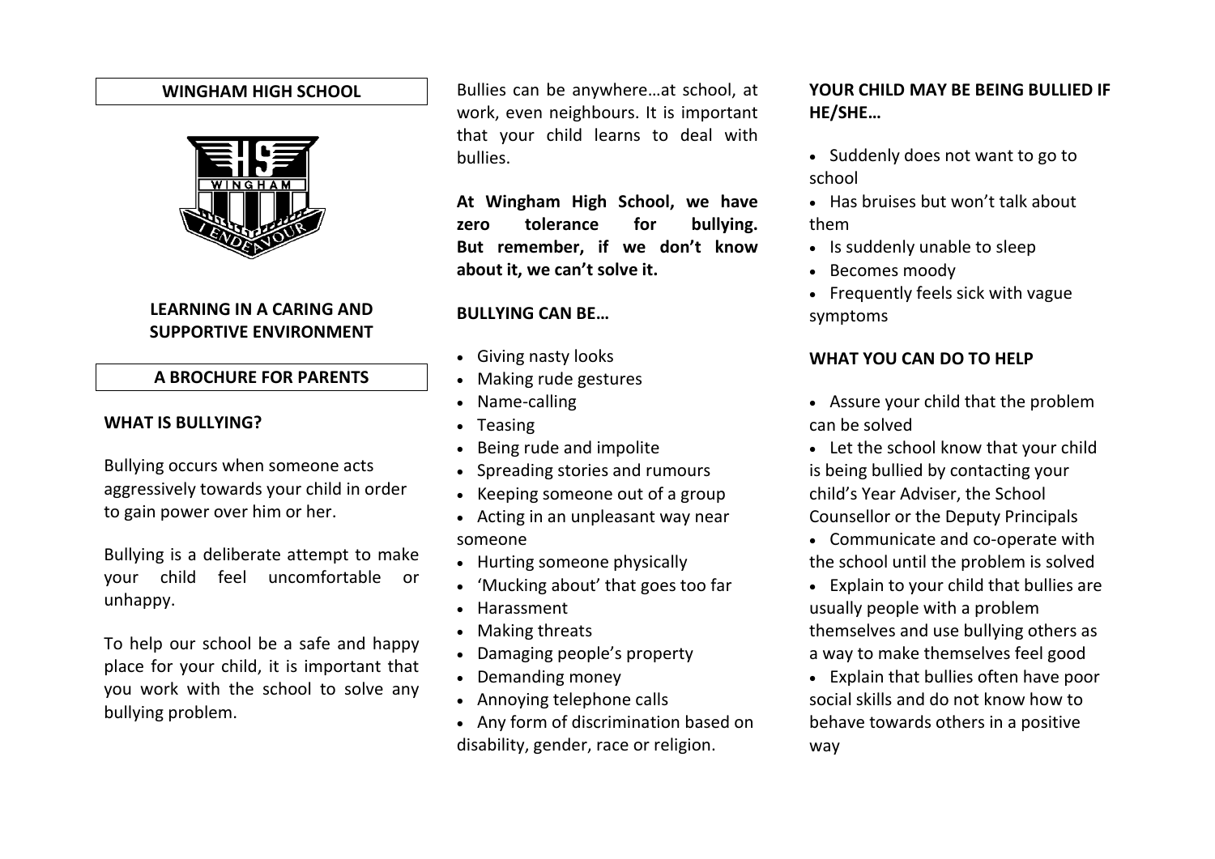## WINGHAM HIGH SCHOOL

### LEARNING IN A CARING AND SUPPORTIVE ENVIRONMENT

### A BROCHURE FOR PARENTS

### WHAT IS BULLYING?

Bullying occurs when someone acts aggressively towards your child in order to gain power over him or her.

Bullying is a deliberate attempt to make your child feel uncomfortable or unhappy.

To help our school be a safe and happy place for your child, it is important that you work with the school to solve any bullying problem.

Bullies can be anywhere…at school, at work, even neighbours. It is important that your child learns to deal with bullies.

**At Wingham High School, we have zero tolerance for bullying. But remember, if we don't know about it, we can't solve it.**

### BULLYING CAN BE…

- Giving nasty looks
- Making rude gestures
- Name-calling
- Teasing
- Being rude and impolite
- Spreading stories and rumours
- Keeping someone out of a group
- Acting in an unpleasant way near someone
- Hurting someone physically
- 'Mucking about' that goes too far
- Harassment
- Making threats
- Damaging people's property
- Demanding money
- Annoying telephone calls
- Any form of discrimination based on disability, gender, race or religion.

### YOUR CHILD MAY BE BEING BULLIED IF HE/SHE…

- Suddenly does not want to go to school
- Has bruises but won't talk about them
- Is suddenly unable to sleep
- Becomes moody
- Frequently feels sick with vague symptoms

### WHAT YOU CAN DO TO HELP

- Assure your child that the problem can be solved
- Let the school know that your child is being bullied by contacting your child's Year Adviser, the School Counsellor or the Deputy Principals
- Communicate and co-operate with the school until the problem is solved
- Explain to your child that bullies are usually people with a problem themselves and use bullying others as a way to make themselves feel good
- Explain that bullies often have poor social skills and do not know how to behave towards others in a positive way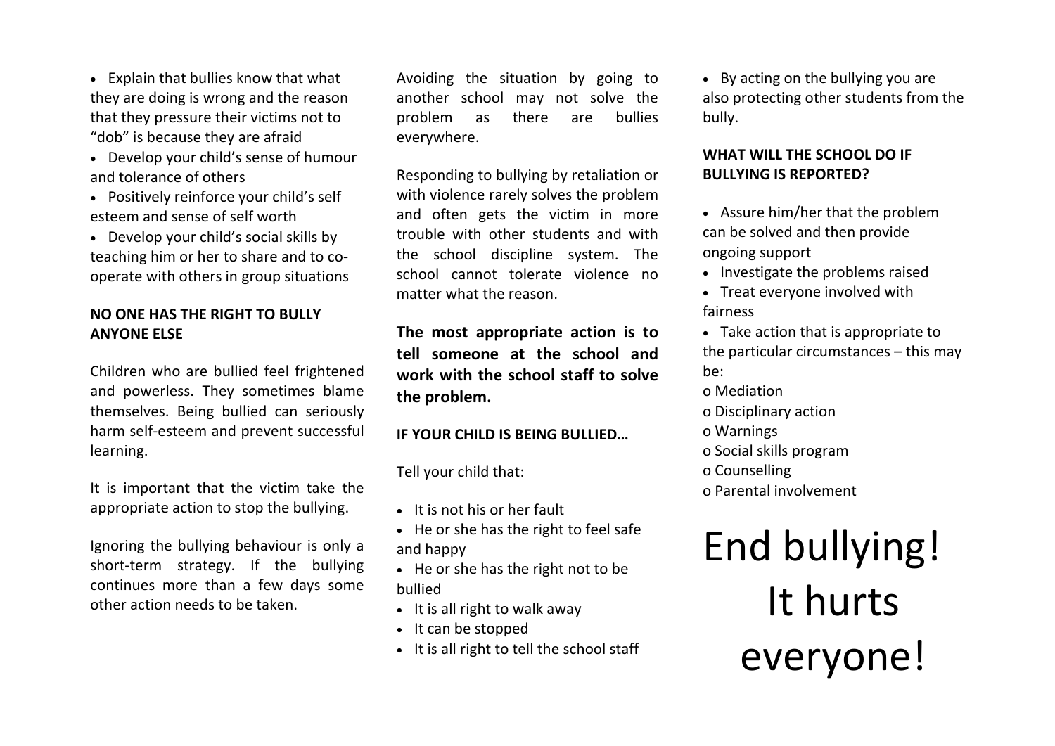- Explain that bullies know that what they are doing is wrong and the reason that they pressure their victims not to "dob" is because they are afraid
- Develop your child's sense of humour and tolerance of others
- Positively reinforce your child's self esteem and sense of self worth
- Develop your child's social skills by teaching him or her to share and to co-operate with others in group situations

**NO ONE HAS THE RIGHT TO BULLY ANYONE ELSE**

Children who are bullied feel frightened and powerless. They sometimes blame themselves. Being bullied can seriously harm self-esteem and prevent successful learning.

It is important that the victim take the appropriate action to stop the bullying.

Ignoring the bullying behaviour is only a short-term strategy. If the bullying continues more than a few days some other action needs to be taken.

Avoiding the situation by going to another school may not solve the problem as there are bullies everywhere.

Responding to bullying by retaliation or with violence rarely solves the problem and often gets the victim in more trouble with other students and with the school discipline system. The school cannot tolerate violence no matter what the reason.

**The most appropriate action is to tell someone at the school and work with the school staff to solve the problem.**

**IF YOUR CHILD IS BEING BULLIED…**

Tell your child that:

- It is not his or her fault
- He or she has the right to feel safe and happy
- He or she has the right not to be bullied
- It is all right to walk away
- It can be stopped
- It is all right to tell the school staff
- By acting on the bullying you are also protecting other students from the bully.

**WHAT WILL THE SCHOOL DO IF BULLYING IS REPORTED?**

- Assure him/her that the problem can be solved and then provide ongoing support
- Investigate the problems raised
- Treat everyone involved with fairness
- Take action that is appropriate to the particular circumstances – this may be:
  - Mediation
  - Disciplinary action
  - Warnings
  - Social skills program
  - Counselling
  - Parental involvement

# End bullying! It hurts everyone!